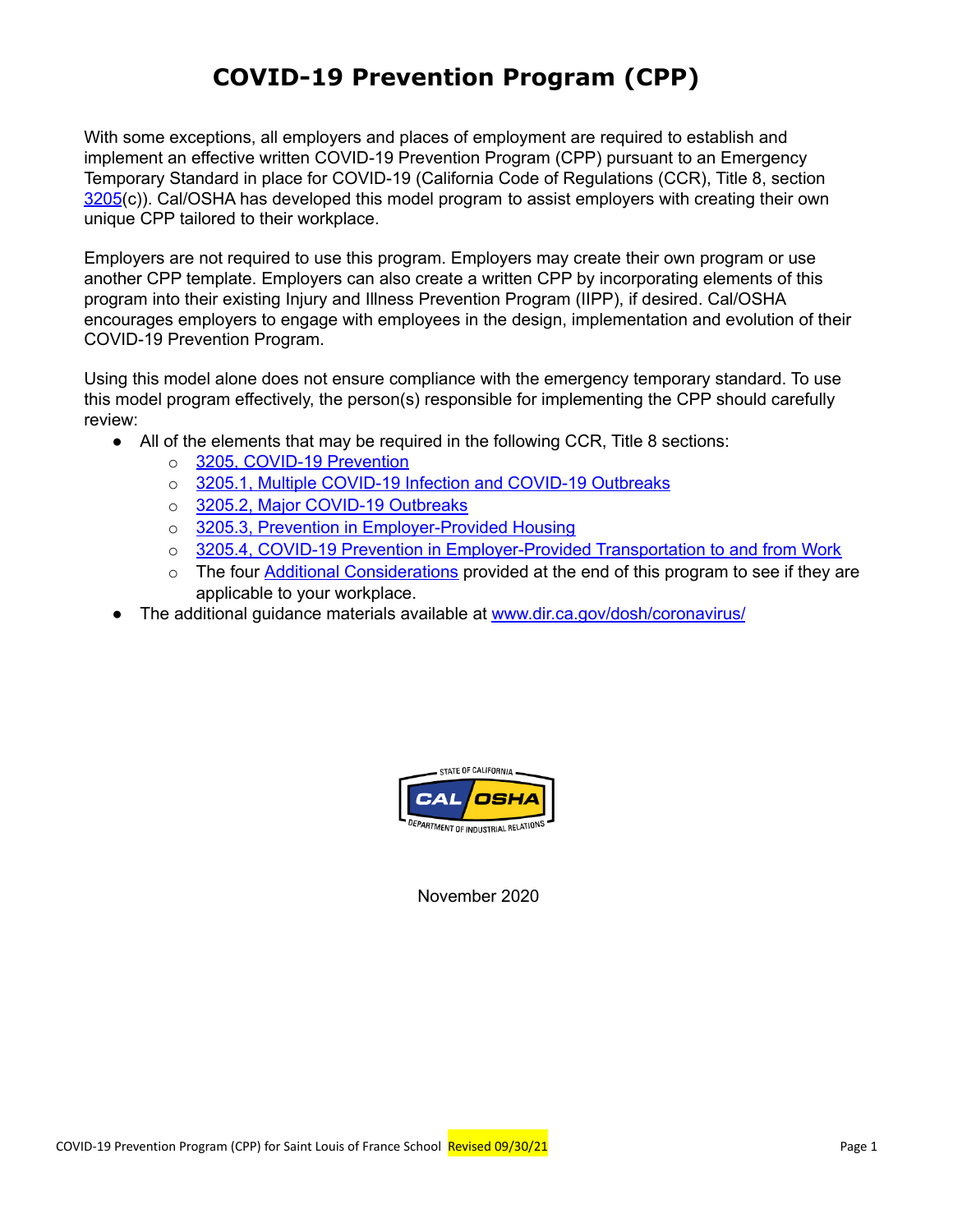# COVID-19 Prevention Program (CPP)

With some exceptions, all employers and places of employment are required to establish and implement an effective written COVID-19 Prevention Program (CPP) pursuant to an Emergency Temporary Standard in place for COVID-19 (California Code of Regulations (CCR), Title 8, section 3205(c)). Cal/OSHA has developed this model program to assist employers with creating their own unique CPP tailored to their workplace.

Employers are not required to use this program. Employers may create their own program or use another CPP template. Employers can also create a written CPP by incorporating elements of this program into their existing Injury and Illness Prevention Program (IIPP), if desired. Cal/OSHA encourages employers to engage with employees in the design, implementation and evolution of their COVID-19 Prevention Program.

Using this model alone does not ensure compliance with the emergency temporary standard. To use this model program effectively, the person(s) responsible for implementing the CPP should carefully review:

- All of the elements that may be required in the following CCR, Title 8 sections:
  - 3205, COVID-19 Prevention
  - 3205.1, Multiple COVID-19 Infection and COVID-19 Outbreaks
  - 3205.2, Major COVID-19 Outbreaks
  - 3205.3, Prevention in Employer-Provided Housing
  - 3205.4, COVID-19 Prevention in Employer-Provided Transportation to and from Work
  - The four Additional Considerations provided at the end of this program to see if they are applicable to your workplace.
- The additional guidance materials available at www.dir.ca.gov/dosh/coronavirus/

STATE OF CALIFORNIA CAL/OSHA DEPARTMENT OF INDUSTRIAL RELATIONS

November 2020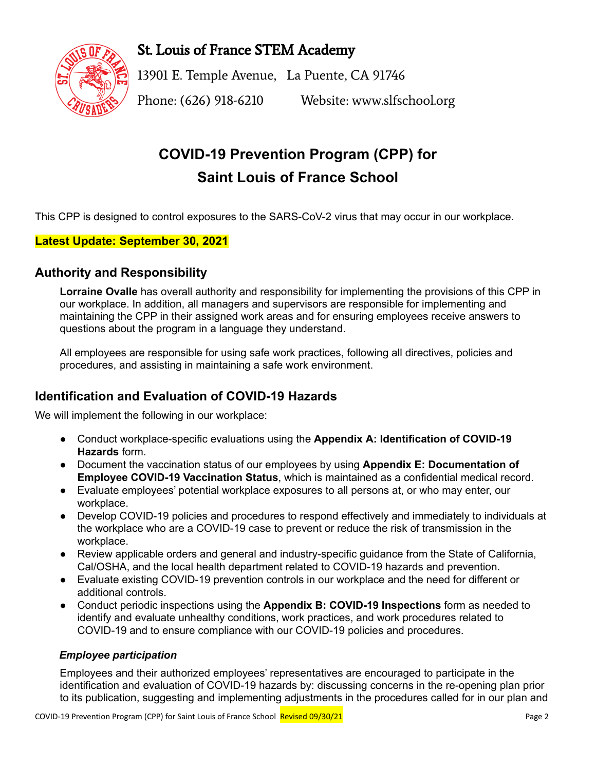St. Louis of France STEM Academy

13901 E. Temple Avenue, La Puente, CA 91746

Phone: (626) 918-6210 Website: www.slfschool.org

# COVID-19 Prevention Program (CPP) for Saint Louis of France School

This CPP is designed to control exposures to the SARS-CoV-2 virus that may occur in our workplace.

**Latest Update: September 30, 2021**

## Authority and Responsibility

**Lorraine Ovalle** has overall authority and responsibility for implementing the provisions of this CPP in our workplace. In addition, all managers and supervisors are responsible for implementing and maintaining the CPP in their assigned work areas and for ensuring employees receive answers to questions about the program in a language they understand.

All employees are responsible for using safe work practices, following all directives, policies and procedures, and assisting in maintaining a safe work environment.

## Identification and Evaluation of COVID-19 Hazards

We will implement the following in our workplace:

- Conduct workplace-specific evaluations using the **Appendix A: Identification of COVID-19 Hazards** form.
- Document the vaccination status of our employees by using **Appendix E: Documentation of Employee COVID-19 Vaccination Status**, which is maintained as a confidential medical record.
- Evaluate employees' potential workplace exposures to all persons at, or who may enter, our workplace.
- Develop COVID-19 policies and procedures to respond effectively and immediately to individuals at the workplace who are a COVID-19 case to prevent or reduce the risk of transmission in the workplace.
- Review applicable orders and general and industry-specific guidance from the State of California, Cal/OSHA, and the local health department related to COVID-19 hazards and prevention.
- Evaluate existing COVID-19 prevention controls in our workplace and the need for different or additional controls.
- Conduct periodic inspections using the **Appendix B: COVID-19 Inspections** form as needed to identify and evaluate unhealthy conditions, work practices, and work procedures related to COVID-19 and to ensure compliance with our COVID-19 policies and procedures.

### *Employee participation*

Employees and their authorized employees' representatives are encouraged to participate in the identification and evaluation of COVID-19 hazards by: discussing concerns in the re-opening plan prior to its publication, suggesting and implementing adjustments in the procedures called for in our plan and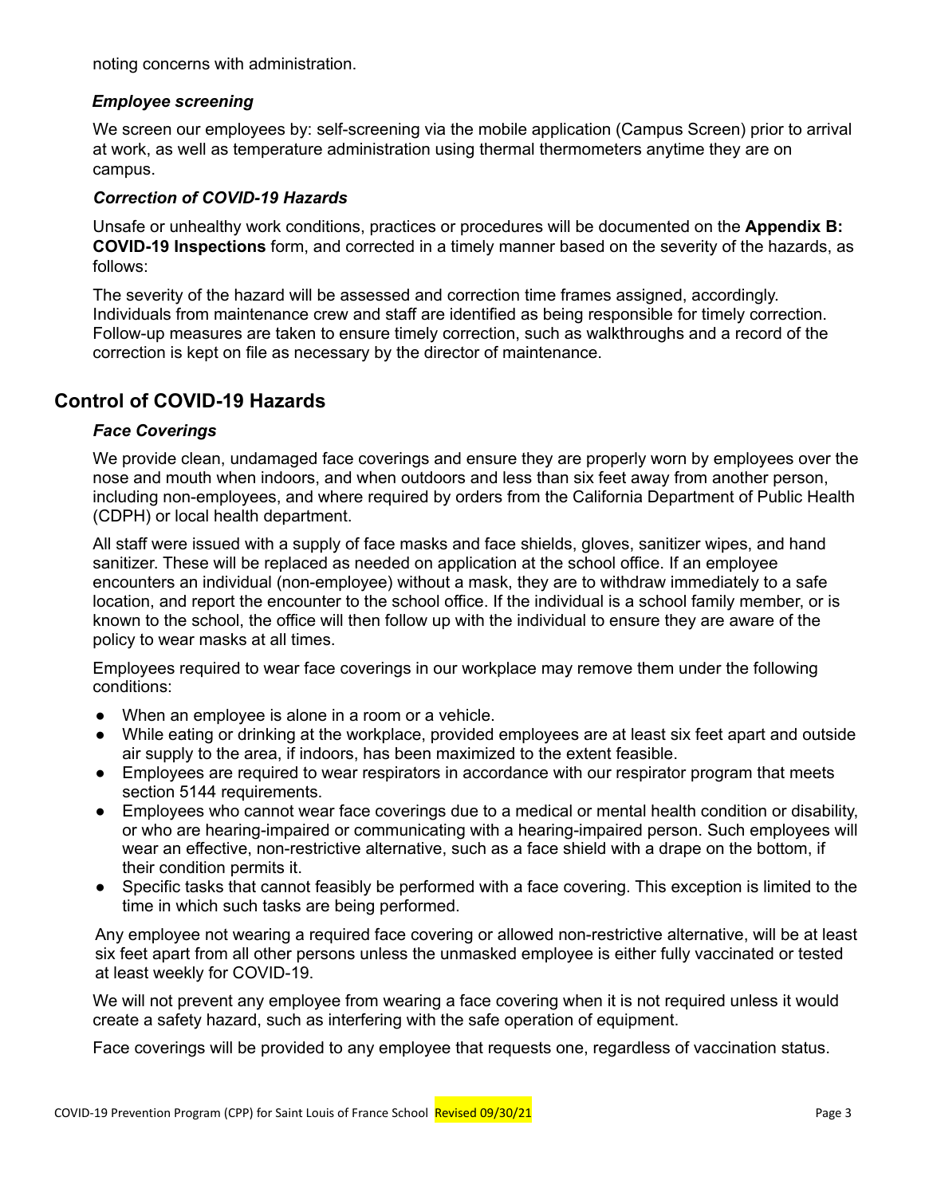noting concerns with administration.

### *Employee screening*

We screen our employees by: self-screening via the mobile application (Campus Screen) prior to arrival at work, as well as temperature administration using thermal thermometers anytime they are on campus.

### *Correction of COVID-19 Hazards*

Unsafe or unhealthy work conditions, practices or procedures will be documented on the **Appendix B: COVID-19 Inspections** form, and corrected in a timely manner based on the severity of the hazards, as follows:

The severity of the hazard will be assessed and correction time frames assigned, accordingly. Individuals from maintenance crew and staff are identified as being responsible for timely correction. Follow-up measures are taken to ensure timely correction, such as walkthroughs and a record of the correction is kept on file as necessary by the director of maintenance.

## Control of COVID-19 Hazards

### *Face Coverings*

We provide clean, undamaged face coverings and ensure they are properly worn by employees over the nose and mouth when indoors, and when outdoors and less than six feet away from another person, including non-employees, and where required by orders from the California Department of Public Health (CDPH) or local health department.

All staff were issued with a supply of face masks and face shields, gloves, sanitizer wipes, and hand sanitizer. These will be replaced as needed on application at the school office. If an employee encounters an individual (non-employee) without a mask, they are to withdraw immediately to a safe location, and report the encounter to the school office. If the individual is a school family member, or is known to the school, the office will then follow up with the individual to ensure they are aware of the policy to wear masks at all times.

Employees required to wear face coverings in our workplace may remove them under the following conditions:

- When an employee is alone in a room or a vehicle.
- While eating or drinking at the workplace, provided employees are at least six feet apart and outside air supply to the area, if indoors, has been maximized to the extent feasible.
- Employees are required to wear respirators in accordance with our respirator program that meets section 5144 requirements.
- Employees who cannot wear face coverings due to a medical or mental health condition or disability, or who are hearing-impaired or communicating with a hearing-impaired person. Such employees will wear an effective, non-restrictive alternative, such as a face shield with a drape on the bottom, if their condition permits it.
- Specific tasks that cannot feasibly be performed with a face covering. This exception is limited to the time in which such tasks are being performed.

Any employee not wearing a required face covering or allowed non-restrictive alternative, will be at least six feet apart from all other persons unless the unmasked employee is either fully vaccinated or tested at least weekly for COVID-19.

We will not prevent any employee from wearing a face covering when it is not required unless it would create a safety hazard, such as interfering with the safe operation of equipment.

Face coverings will be provided to any employee that requests one, regardless of vaccination status.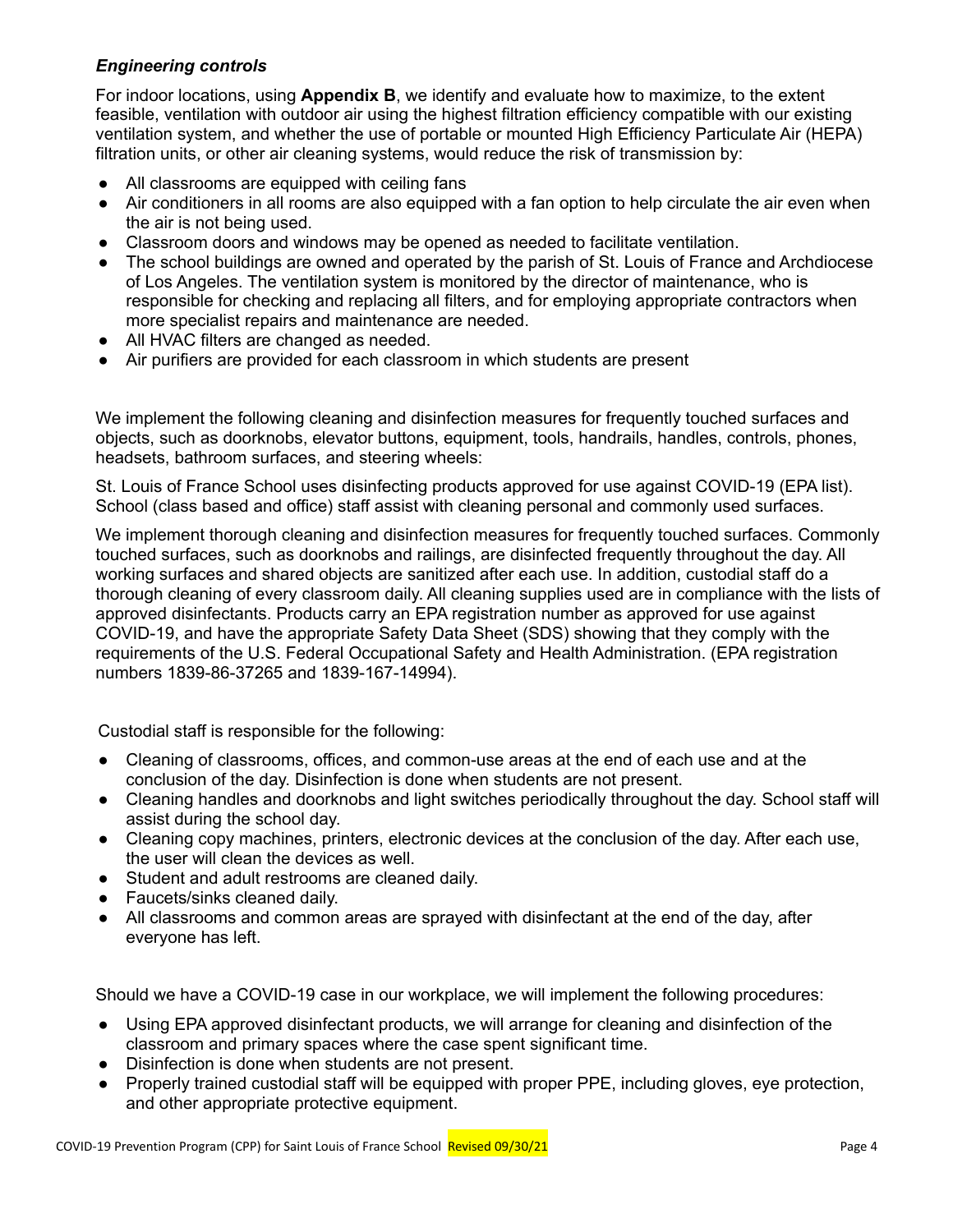### *Engineering controls*

For indoor locations, using **Appendix B**, we identify and evaluate how to maximize, to the extent feasible, ventilation with outdoor air using the highest filtration efficiency compatible with our existing ventilation system, and whether the use of portable or mounted High Efficiency Particulate Air (HEPA) filtration units, or other air cleaning systems, would reduce the risk of transmission by:

- All classrooms are equipped with ceiling fans
- Air conditioners in all rooms are also equipped with a fan option to help circulate the air even when the air is not being used.
- Classroom doors and windows may be opened as needed to facilitate ventilation.
- The school buildings are owned and operated by the parish of St. Louis of France and Archdiocese of Los Angeles. The ventilation system is monitored by the director of maintenance, who is responsible for checking and replacing all filters, and for employing appropriate contractors when more specialist repairs and maintenance are needed.
- All HVAC filters are changed as needed.
- Air purifiers are provided for each classroom in which students are present

We implement the following cleaning and disinfection measures for frequently touched surfaces and objects, such as doorknobs, elevator buttons, equipment, tools, handrails, handles, controls, phones, headsets, bathroom surfaces, and steering wheels:

St. Louis of France School uses disinfecting products approved for use against COVID-19 (EPA list). School (class based and office) staff assist with cleaning personal and commonly used surfaces.

We implement thorough cleaning and disinfection measures for frequently touched surfaces. Commonly touched surfaces, such as doorknobs and railings, are disinfected frequently throughout the day. All working surfaces and shared objects are sanitized after each use. In addition, custodial staff do a thorough cleaning of every classroom daily. All cleaning supplies used are in compliance with the lists of approved disinfectants. Products carry an EPA registration number as approved for use against COVID-19, and have the appropriate Safety Data Sheet (SDS) showing that they comply with the requirements of the U.S. Federal Occupational Safety and Health Administration. (EPA registration numbers 1839-86-37265 and 1839-167-14994).

Custodial staff is responsible for the following:

- Cleaning of classrooms, offices, and common-use areas at the end of each use and at the conclusion of the day. Disinfection is done when students are not present.
- Cleaning handles and doorknobs and light switches periodically throughout the day. School staff will assist during the school day.
- Cleaning copy machines, printers, electronic devices at the conclusion of the day. After each use, the user will clean the devices as well.
- Student and adult restrooms are cleaned daily.
- Faucets/sinks cleaned daily.
- All classrooms and common areas are sprayed with disinfectant at the end of the day, after everyone has left.

Should we have a COVID-19 case in our workplace, we will implement the following procedures:

- Using EPA approved disinfectant products, we will arrange for cleaning and disinfection of the classroom and primary spaces where the case spent significant time.
- Disinfection is done when students are not present.
- Properly trained custodial staff will be equipped with proper PPE, including gloves, eye protection, and other appropriate protective equipment.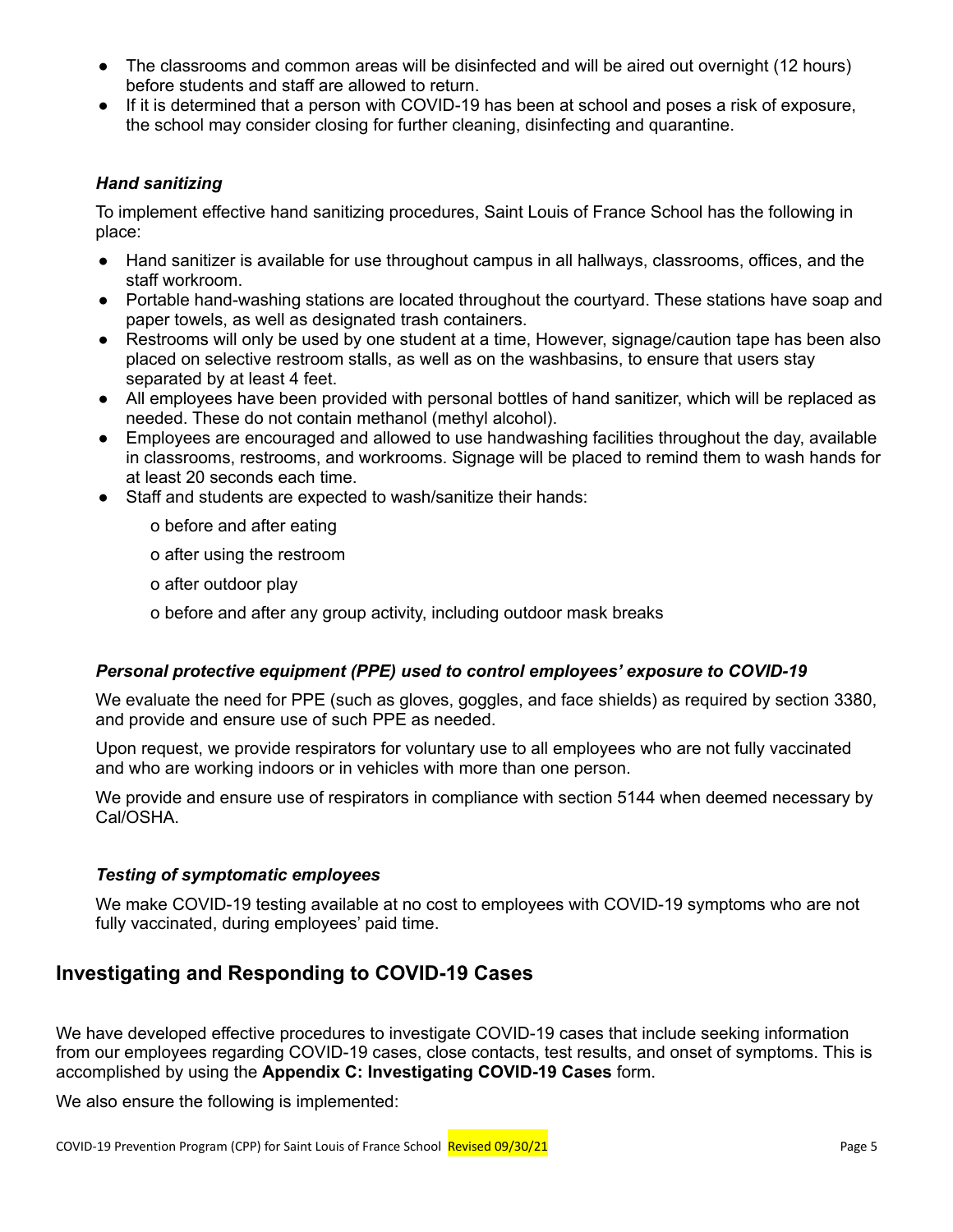- The classrooms and common areas will be disinfected and will be aired out overnight (12 hours) before students and staff are allowed to return.
- If it is determined that a person with COVID-19 has been at school and poses a risk of exposure, the school may consider closing for further cleaning, disinfecting and quarantine.

### *Hand sanitizing*

To implement effective hand sanitizing procedures, Saint Louis of France School has the following in place:

- Hand sanitizer is available for use throughout campus in all hallways, classrooms, offices, and the staff workroom.
- Portable hand-washing stations are located throughout the courtyard. These stations have soap and paper towels, as well as designated trash containers.
- Restrooms will only be used by one student at a time, However, signage/caution tape has been also placed on selective restroom stalls, as well as on the washbasins, to ensure that users stay separated by at least 4 feet.
- All employees have been provided with personal bottles of hand sanitizer, which will be replaced as needed. These do not contain methanol (methyl alcohol).
- Employees are encouraged and allowed to use handwashing facilities throughout the day, available in classrooms, restrooms, and workrooms. Signage will be placed to remind them to wash hands for at least 20 seconds each time.
- Staff and students are expected to wash/sanitize their hands:
  - o before and after eating
  - o after using the restroom
  - o after outdoor play
  - o before and after any group activity, including outdoor mask breaks

### *Personal protective equipment (PPE) used to control employees' exposure to COVID-19*

We evaluate the need for PPE (such as gloves, goggles, and face shields) as required by section 3380, and provide and ensure use of such PPE as needed.

Upon request, we provide respirators for voluntary use to all employees who are not fully vaccinated and who are working indoors or in vehicles with more than one person.

We provide and ensure use of respirators in compliance with section 5144 when deemed necessary by Cal/OSHA.

### *Testing of symptomatic employees*

We make COVID-19 testing available at no cost to employees with COVID-19 symptoms who are not fully vaccinated, during employees' paid time.

## Investigating and Responding to COVID-19 Cases

We have developed effective procedures to investigate COVID-19 cases that include seeking information from our employees regarding COVID-19 cases, close contacts, test results, and onset of symptoms. This is accomplished by using the **Appendix C: Investigating COVID-19 Cases** form.

We also ensure the following is implemented: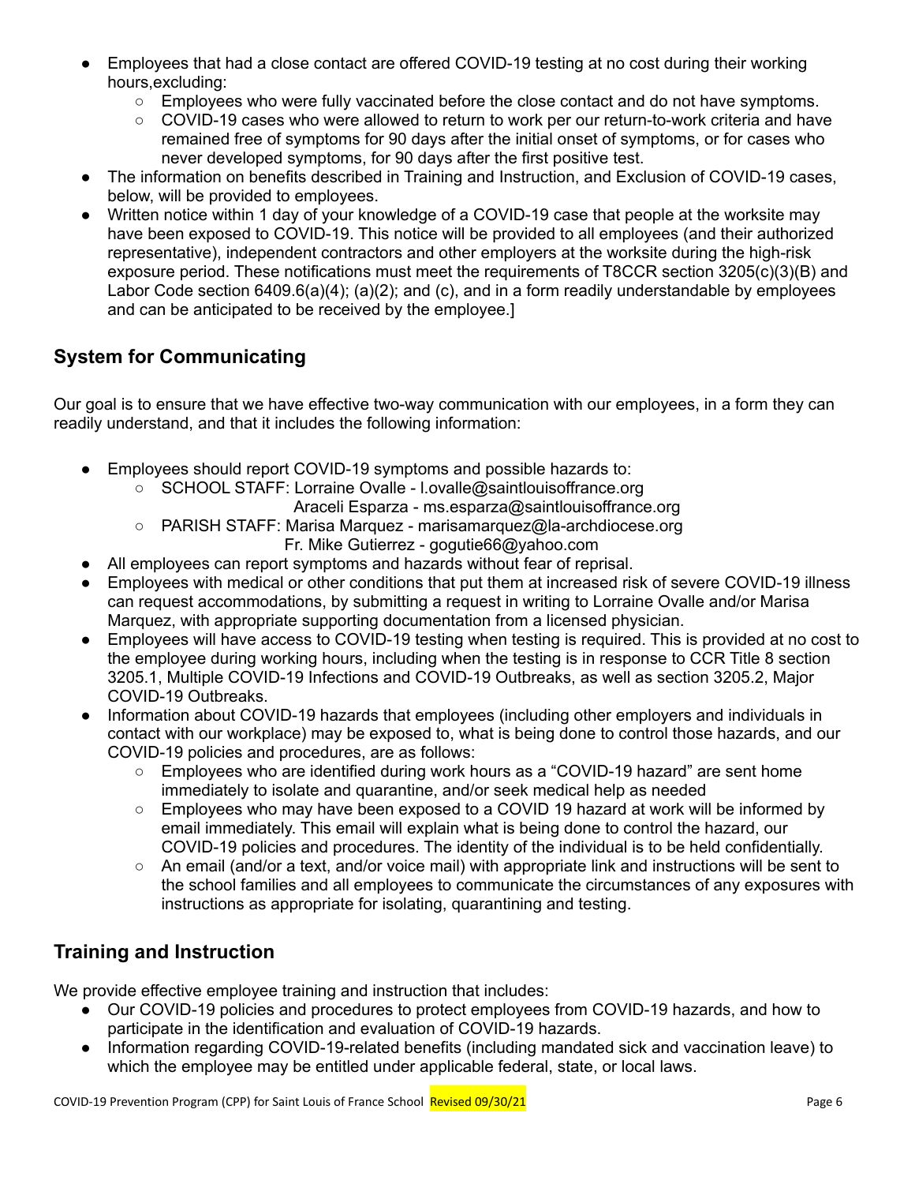- Employees that had a close contact are offered COVID-19 testing at no cost during their working hours,excluding:
  - Employees who were fully vaccinated before the close contact and do not have symptoms.
  - COVID-19 cases who were allowed to return to work per our return-to-work criteria and have remained free of symptoms for 90 days after the initial onset of symptoms, or for cases who never developed symptoms, for 90 days after the first positive test.
- The information on benefits described in Training and Instruction, and Exclusion of COVID-19 cases, below, will be provided to employees.
- Written notice within 1 day of your knowledge of a COVID-19 case that people at the worksite may have been exposed to COVID-19. This notice will be provided to all employees (and their authorized representative), independent contractors and other employers at the worksite during the high-risk exposure period. These notifications must meet the requirements of T8CCR section 3205(c)(3)(B) and Labor Code section 6409.6(a)(4); (a)(2); and (c), and in a form readily understandable by employees and can be anticipated to be received by the employee.]

## System for Communicating

Our goal is to ensure that we have effective two-way communication with our employees, in a form they can readily understand, and that it includes the following information:

- Employees should report COVID-19 symptoms and possible hazards to:
  - SCHOOL STAFF: Lorraine Ovalle - l.ovalle@saintlouisoffrance.org
    Araceli Esparza - ms.esparza@saintlouisoffrance.org
  - PARISH STAFF: Marisa Marquez - marisamarquez@la-archdiocese.org
    Fr. Mike Gutierrez - gogutie66@yahoo.com
- All employees can report symptoms and hazards without fear of reprisal.
- Employees with medical or other conditions that put them at increased risk of severe COVID-19 illness can request accommodations, by submitting a request in writing to Lorraine Ovalle and/or Marisa Marquez, with appropriate supporting documentation from a licensed physician.
- Employees will have access to COVID-19 testing when testing is required. This is provided at no cost to the employee during working hours, including when the testing is in response to CCR Title 8 section 3205.1, Multiple COVID-19 Infections and COVID-19 Outbreaks, as well as section 3205.2, Major COVID-19 Outbreaks.
- Information about COVID-19 hazards that employees (including other employers and individuals in contact with our workplace) may be exposed to, what is being done to control those hazards, and our COVID-19 policies and procedures, are as follows:
  - Employees who are identified during work hours as a "COVID-19 hazard" are sent home immediately to isolate and quarantine, and/or seek medical help as needed
  - Employees who may have been exposed to a COVID 19 hazard at work will be informed by email immediately. This email will explain what is being done to control the hazard, our COVID-19 policies and procedures. The identity of the individual is to be held confidentially.
  - An email (and/or a text, and/or voice mail) with appropriate link and instructions will be sent to the school families and all employees to communicate the circumstances of any exposures with instructions as appropriate for isolating, quarantining and testing.

## Training and Instruction

We provide effective employee training and instruction that includes:

- Our COVID-19 policies and procedures to protect employees from COVID-19 hazards, and how to participate in the identification and evaluation of COVID-19 hazards.
- Information regarding COVID-19-related benefits (including mandated sick and vaccination leave) to which the employee may be entitled under applicable federal, state, or local laws.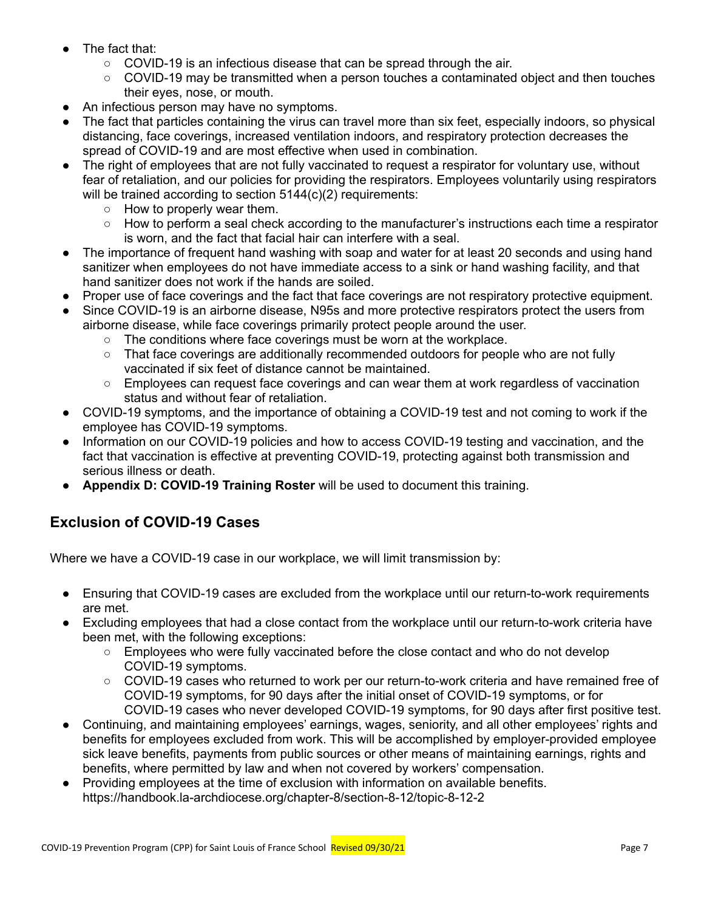- The fact that:
  - COVID-19 is an infectious disease that can be spread through the air.
  - COVID-19 may be transmitted when a person touches a contaminated object and then touches their eyes, nose, or mouth.
- An infectious person may have no symptoms.
- The fact that particles containing the virus can travel more than six feet, especially indoors, so physical distancing, face coverings, increased ventilation indoors, and respiratory protection decreases the spread of COVID-19 and are most effective when used in combination.
- The right of employees that are not fully vaccinated to request a respirator for voluntary use, without fear of retaliation, and our policies for providing the respirators. Employees voluntarily using respirators will be trained according to section 5144(c)(2) requirements:
  - How to properly wear them.
  - How to perform a seal check according to the manufacturer's instructions each time a respirator is worn, and the fact that facial hair can interfere with a seal.
- The importance of frequent hand washing with soap and water for at least 20 seconds and using hand sanitizer when employees do not have immediate access to a sink or hand washing facility, and that hand sanitizer does not work if the hands are soiled.
- Proper use of face coverings and the fact that face coverings are not respiratory protective equipment.
- Since COVID-19 is an airborne disease, N95s and more protective respirators protect the users from airborne disease, while face coverings primarily protect people around the user.
  - The conditions where face coverings must be worn at the workplace.
  - That face coverings are additionally recommended outdoors for people who are not fully vaccinated if six feet of distance cannot be maintained.
  - Employees can request face coverings and can wear them at work regardless of vaccination status and without fear of retaliation.
- COVID-19 symptoms, and the importance of obtaining a COVID-19 test and not coming to work if the employee has COVID-19 symptoms.
- Information on our COVID-19 policies and how to access COVID-19 testing and vaccination, and the fact that vaccination is effective at preventing COVID-19, protecting against both transmission and serious illness or death.
- **Appendix D: COVID-19 Training Roster** will be used to document this training.

## Exclusion of COVID-19 Cases

Where we have a COVID-19 case in our workplace, we will limit transmission by:

- Ensuring that COVID-19 cases are excluded from the workplace until our return-to-work requirements are met.
- Excluding employees that had a close contact from the workplace until our return-to-work criteria have been met, with the following exceptions:
  - Employees who were fully vaccinated before the close contact and who do not develop COVID-19 symptoms.
  - COVID-19 cases who returned to work per our return-to-work criteria and have remained free of COVID-19 symptoms, for 90 days after the initial onset of COVID-19 symptoms, or for COVID-19 cases who never developed COVID-19 symptoms, for 90 days after first positive test.
- Continuing, and maintaining employees' earnings, wages, seniority, and all other employees' rights and benefits for employees excluded from work. This will be accomplished by employer-provided employee sick leave benefits, payments from public sources or other means of maintaining earnings, rights and benefits, where permitted by law and when not covered by workers' compensation.
- Providing employees at the time of exclusion with information on available benefits. https://handbook.la-archdiocese.org/chapter-8/section-8-12/topic-8-12-2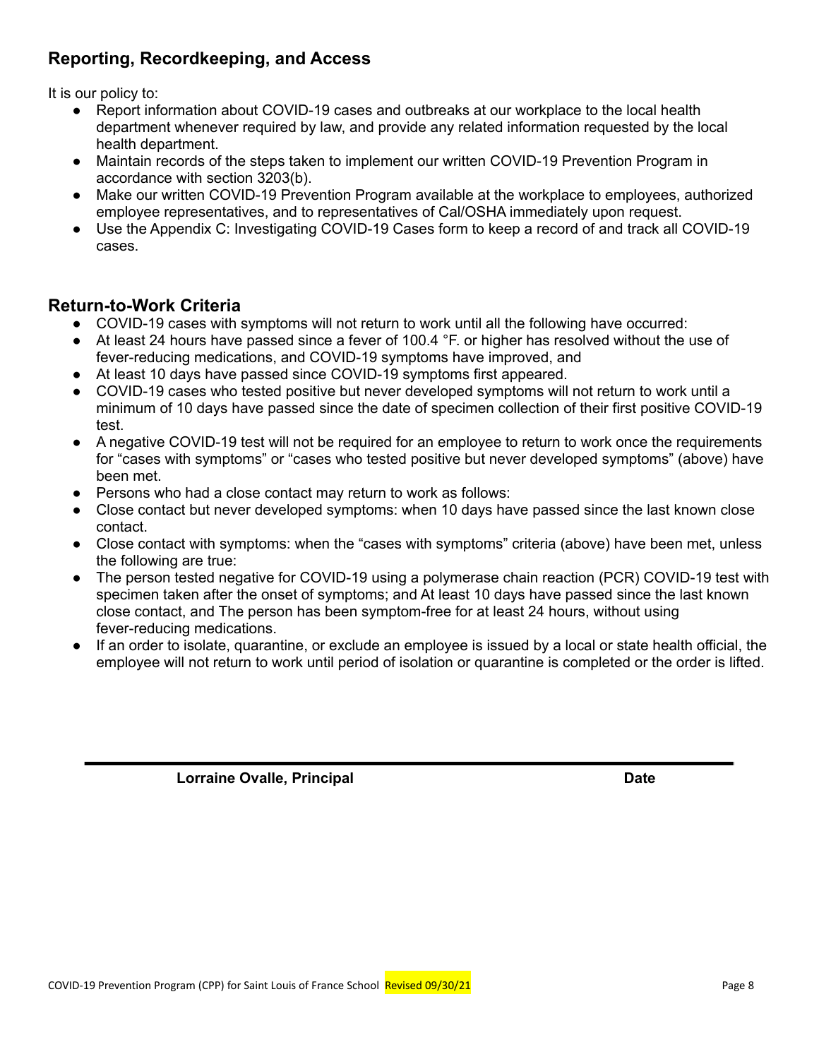## Reporting, Recordkeeping, and Access

It is our policy to:

- Report information about COVID-19 cases and outbreaks at our workplace to the local health department whenever required by law, and provide any related information requested by the local health department.
- Maintain records of the steps taken to implement our written COVID-19 Prevention Program in accordance with section 3203(b).
- Make our written COVID-19 Prevention Program available at the workplace to employees, authorized employee representatives, and to representatives of Cal/OSHA immediately upon request.
- Use the Appendix C: Investigating COVID-19 Cases form to keep a record of and track all COVID-19 cases.

## Return-to-Work Criteria

- COVID-19 cases with symptoms will not return to work until all the following have occurred:
- At least 24 hours have passed since a fever of 100.4 °F. or higher has resolved without the use of fever-reducing medications, and COVID-19 symptoms have improved, and
- At least 10 days have passed since COVID-19 symptoms first appeared.
- COVID-19 cases who tested positive but never developed symptoms will not return to work until a minimum of 10 days have passed since the date of specimen collection of their first positive COVID-19 test.
- A negative COVID-19 test will not be required for an employee to return to work once the requirements for "cases with symptoms" or "cases who tested positive but never developed symptoms" (above) have been met.
- Persons who had a close contact may return to work as follows:
- Close contact but never developed symptoms: when 10 days have passed since the last known close contact.
- Close contact with symptoms: when the "cases with symptoms" criteria (above) have been met, unless the following are true:
- The person tested negative for COVID-19 using a polymerase chain reaction (PCR) COVID-19 test with specimen taken after the onset of symptoms; and At least 10 days have passed since the last known close contact, and The person has been symptom-free for at least 24 hours, without using fever-reducing medications.
- If an order to isolate, quarantine, or exclude an employee is issued by a local or state health official, the employee will not return to work until period of isolation or quarantine is completed or the order is lifted.

---

**Lorraine Ovalle, Principal** **Date**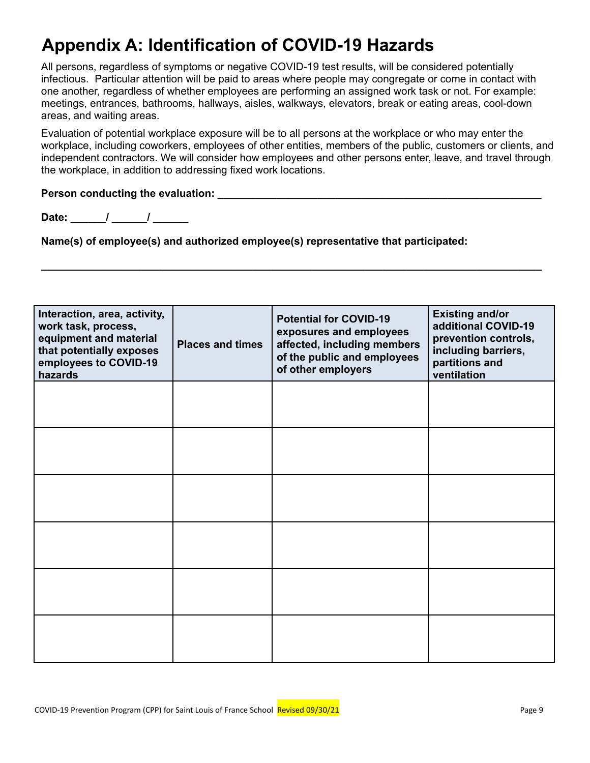# Appendix A: Identification of COVID-19 Hazards

All persons, regardless of symptoms or negative COVID-19 test results, will be considered potentially infectious. Particular attention will be paid to areas where people may congregate or come in contact with one another, regardless of whether employees are performing an assigned work task or not. For example: meetings, entrances, bathrooms, hallways, aisles, walkways, elevators, break or eating areas, cool-down areas, and waiting areas.

Evaluation of potential workplace exposure will be to all persons at the workplace or who may enter the workplace, including coworkers, employees of other entities, members of the public, customers or clients, and independent contractors. We will consider how employees and other persons enter, leave, and travel through the workplace, in addition to addressing fixed work locations.

**Person conducting the evaluation: ______________________________________________________**

**Date: ______/ ______/ ______**

**Name(s) of employee(s) and authorized employee(s) representative that participated:**

**___________________________________________________________________________________**

| Interaction, area, activity, work task, process, equipment and material that potentially exposes employees to COVID-19 hazards | Places and times | Potential for COVID-19 exposures and employees affected, including members of the public and employees of other employers | Existing and/or additional COVID-19 prevention controls, including barriers, partitions and ventilation |
|---|---|---|---|
| | | | |
| | | | |
| | | | |
| | | | |
| | | | |
| | | | |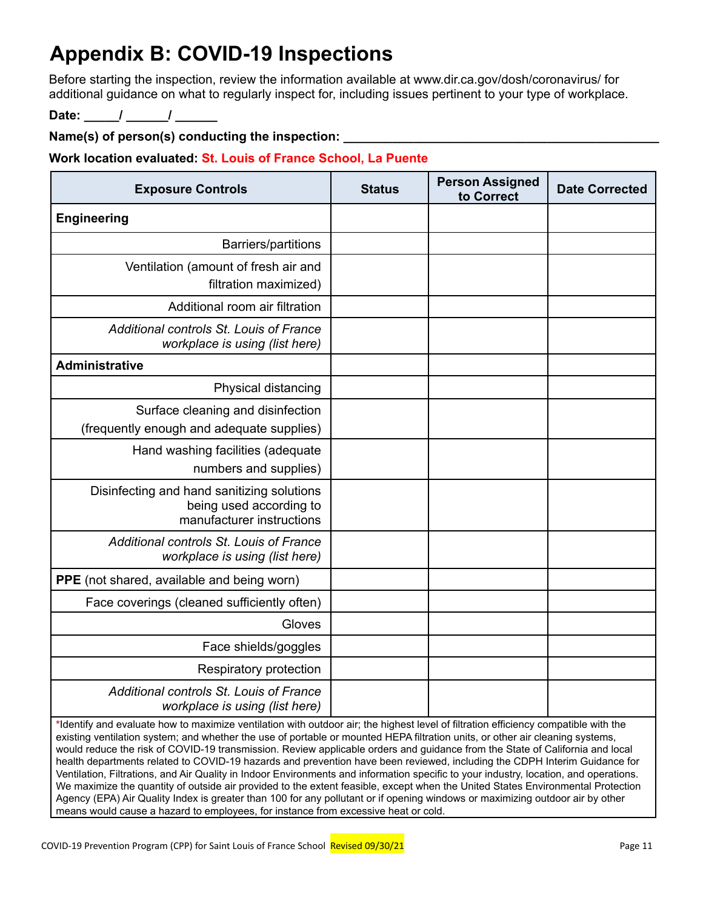# Appendix B: COVID-19 Inspections

Before starting the inspection, review the information available at www.dir.ca.gov/dosh/coronavirus/ for additional guidance on what to regularly inspect for, including issues pertinent to your type of workplace.

**Date: _____/ ______/ ______**

**Name(s) of person(s) conducting the inspection: ____________________________________________**

**Work location evaluated: St. Louis of France School, La Puente**

| Exposure Controls | Status | Person Assigned to Correct | Date Corrected |
|---|---|---|---|
| **Engineering** | | | |
| Barriers/partitions | | | |
| Ventilation (amount of fresh air and filtration maximized) | | | |
| Additional room air filtration | | | |
| *Additional controls St. Louis of France workplace is using (list here)* | | | |
| **Administrative** | | | |
| Physical distancing | | | |
| Surface cleaning and disinfection (frequently enough and adequate supplies) | | | |
| Hand washing facilities (adequate numbers and supplies) | | | |
| Disinfecting and hand sanitizing solutions being used according to manufacturer instructions | | | |
| *Additional controls St. Louis of France workplace is using (list here)* | | | |
| **PPE** (not shared, available and being worn) | | | |
| Face coverings (cleaned sufficiently often) | | | |
| Gloves | | | |
| Face shields/goggles | | | |
| Respiratory protection | | | |
| *Additional controls St. Louis of France workplace is using (list here)* | | | |

*Identify and evaluate how to maximize ventilation with outdoor air; the highest level of filtration efficiency compatible with the existing ventilation system; and whether the use of portable or mounted HEPA filtration units, or other air cleaning systems, would reduce the risk of COVID-19 transmission. Review applicable orders and guidance from the State of California and local health departments related to COVID-19 hazards and prevention have been reviewed, including the CDPH Interim Guidance for Ventilation, Filtrations, and Air Quality in Indoor Environments and information specific to your industry, location, and operations. We maximize the quantity of outside air provided to the extent feasible, except when the United States Environmental Protection Agency (EPA) Air Quality Index is greater than 100 for any pollutant or if opening windows or maximizing outdoor air by other means would cause a hazard to employees, for instance from excessive heat or cold.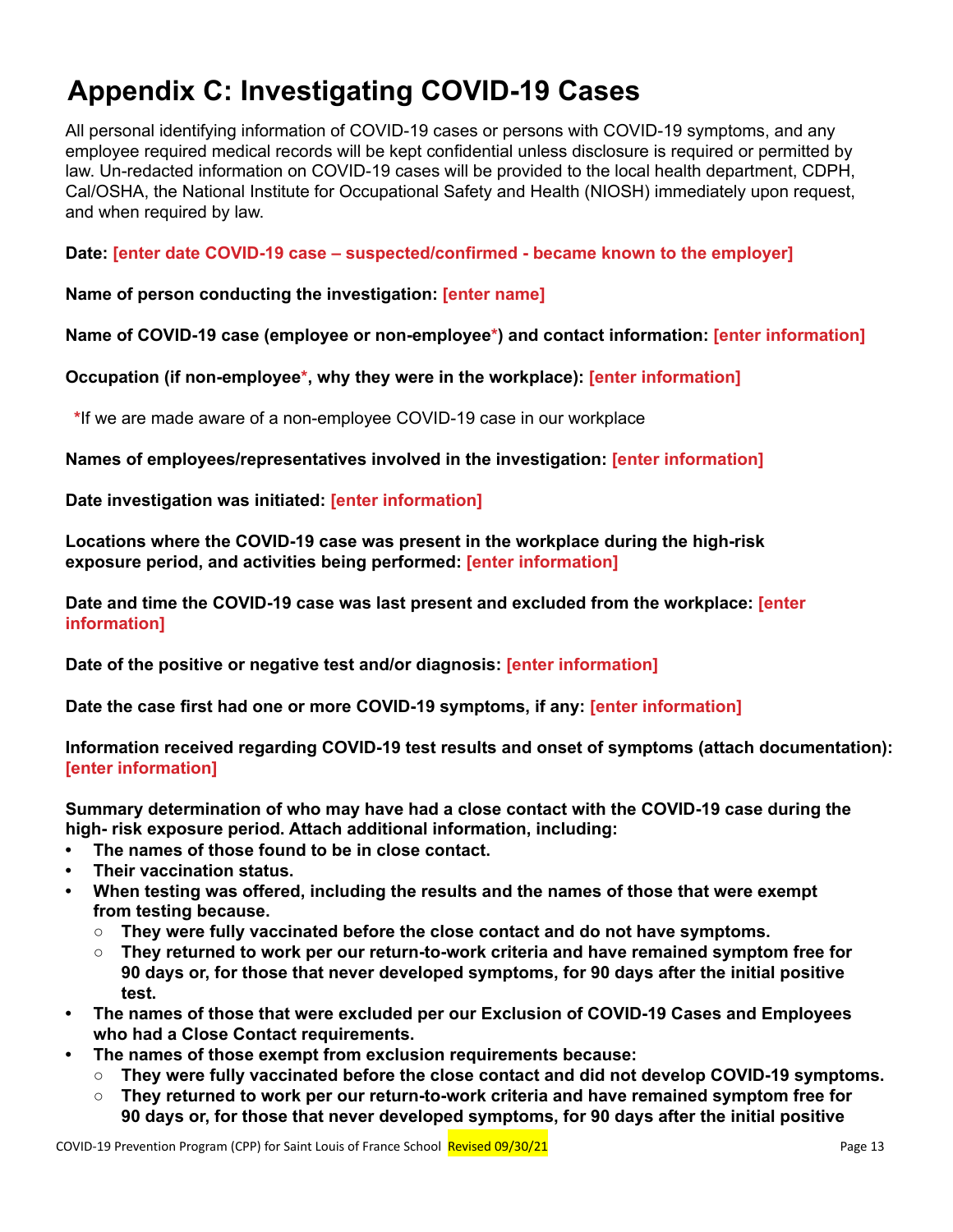# Appendix C: Investigating COVID-19 Cases

All personal identifying information of COVID-19 cases or persons with COVID-19 symptoms, and any employee required medical records will be kept confidential unless disclosure is required or permitted by law. Un-redacted information on COVID-19 cases will be provided to the local health department, CDPH, Cal/OSHA, the National Institute for Occupational Safety and Health (NIOSH) immediately upon request, and when required by law.

**Date: [enter date COVID-19 case – suspected/confirmed - became known to the employer]**

**Name of person conducting the investigation: [enter name]**

**Name of COVID-19 case (employee or non-employee*) and contact information: [enter information]**

**Occupation (if non-employee*, why they were in the workplace): [enter information]**

*If we are made aware of a non-employee COVID-19 case in our workplace

**Names of employees/representatives involved in the investigation: [enter information]**

**Date investigation was initiated: [enter information]**

**Locations where the COVID-19 case was present in the workplace during the high-risk exposure period, and activities being performed: [enter information]**

**Date and time the COVID-19 case was last present and excluded from the workplace: [enter information]**

**Date of the positive or negative test and/or diagnosis: [enter information]**

**Date the case first had one or more COVID-19 symptoms, if any: [enter information]**

**Information received regarding COVID-19 test results and onset of symptoms (attach documentation): [enter information]**

**Summary determination of who may have had a close contact with the COVID-19 case during the high- risk exposure period. Attach additional information, including:**

- **The names of those found to be in close contact.**
- **Their vaccination status.**
- **When testing was offered, including the results and the names of those that were exempt from testing because.**
  - **They were fully vaccinated before the close contact and do not have symptoms.**
  - **They returned to work per our return-to-work criteria and have remained symptom free for 90 days or, for those that never developed symptoms, for 90 days after the initial positive test.**
- **The names of those that were excluded per our Exclusion of COVID-19 Cases and Employees who had a Close Contact requirements.**
- **The names of those exempt from exclusion requirements because:**
  - **They were fully vaccinated before the close contact and did not develop COVID-19 symptoms.**
  - **They returned to work per our return-to-work criteria and have remained symptom free for 90 days or, for those that never developed symptoms, for 90 days after the initial positive**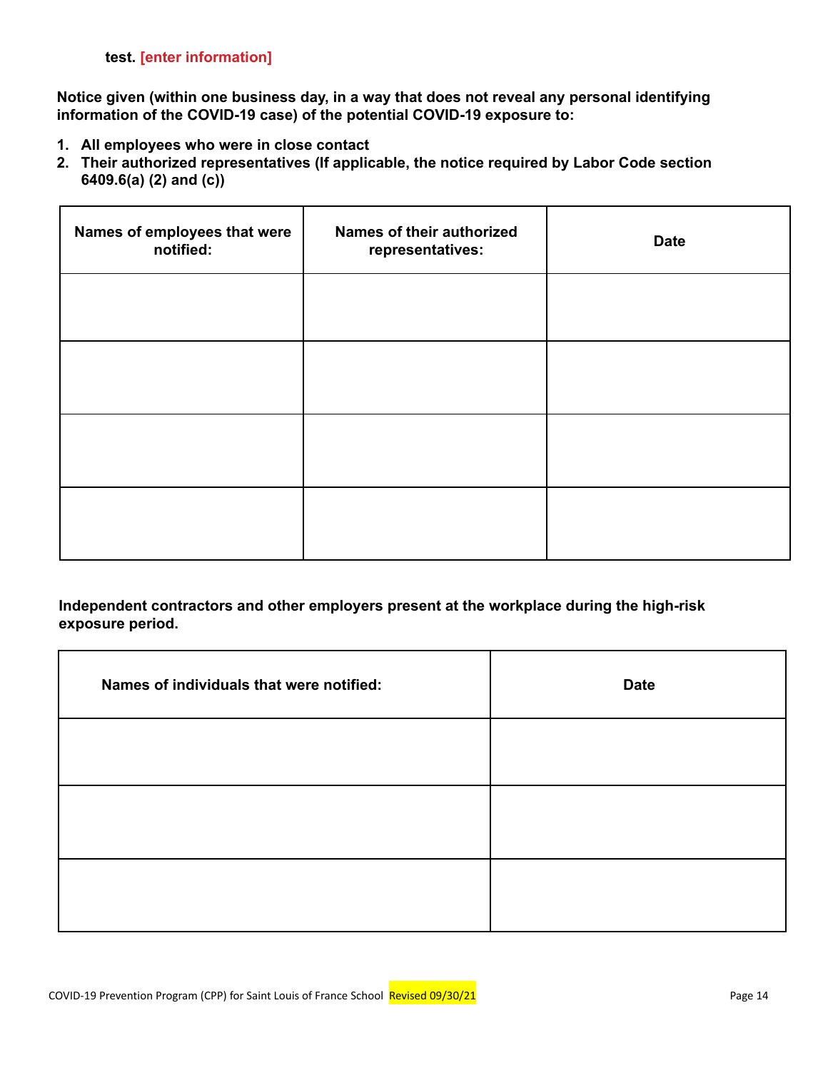**test. [enter information]**

**Notice given (within one business day, in a way that does not reveal any personal identifying information of the COVID-19 case) of the potential COVID-19 exposure to:**

1. **All employees who were in close contact**
2. **Their authorized representatives (If applicable, the notice required by Labor Code section 6409.6(a) (2) and (c))**

| Names of employees that were notified: | Names of their authorized representatives: | Date |
|---|---|---|
| | | |
| | | |
| | | |
| | | |

**Independent contractors and other employers present at the workplace during the high-risk exposure period.**

| Names of individuals that were notified: | Date |
|---|---|
| | |
| | |
| | |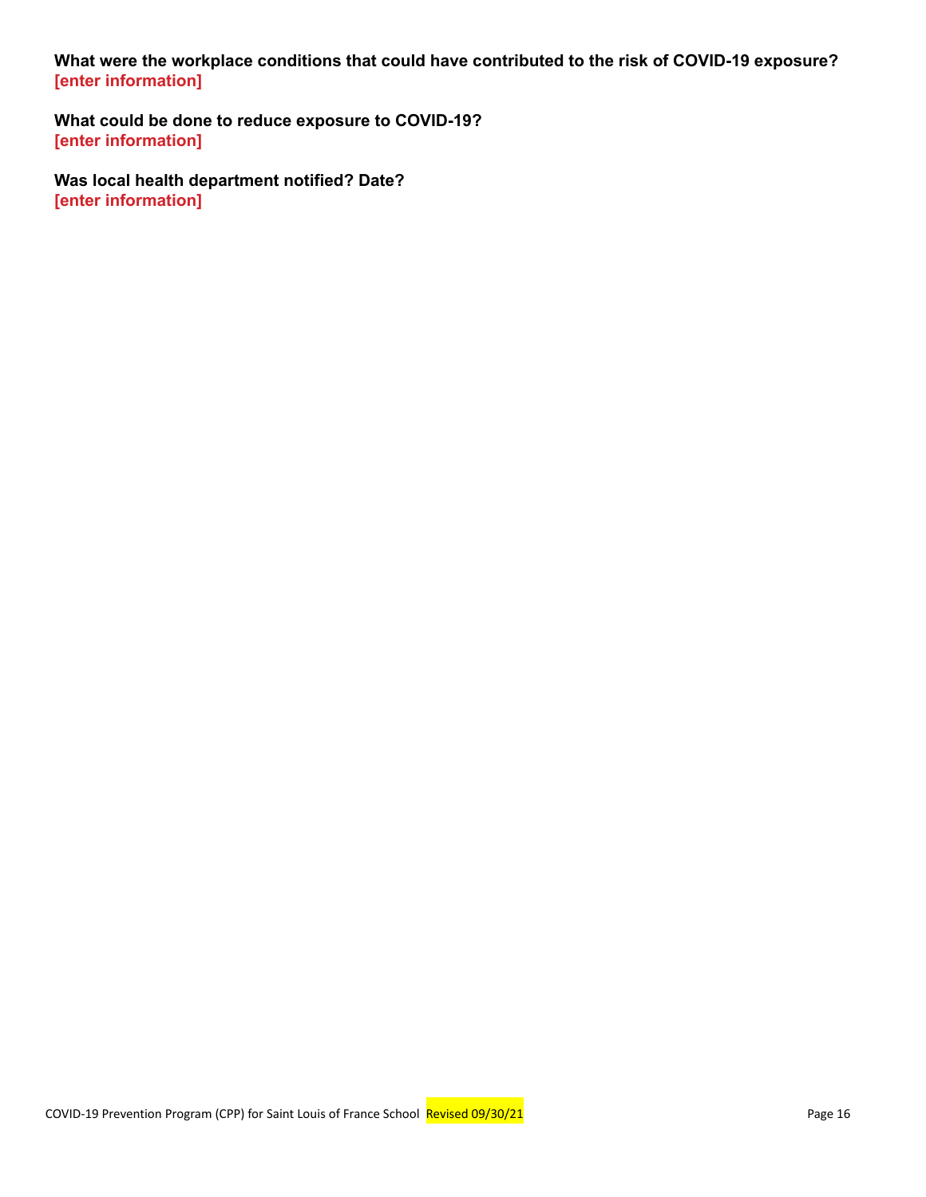**What were the workplace conditions that could have contributed to the risk of COVID-19 exposure?**
**[enter information]**

**What could be done to reduce exposure to COVID-19?**
**[enter information]**

**Was local health department notified? Date?**
**[enter information]**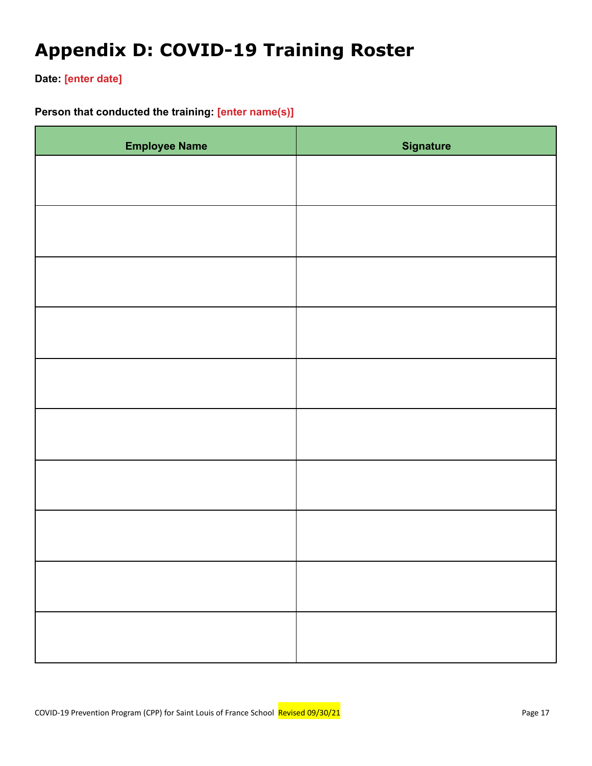# Appendix D: COVID-19 Training Roster

**Date: [enter date]**

**Person that conducted the training: [enter name(s)]**

| Employee Name | Signature |
| --- | --- |
| | |
| | |
| | |
| | |
| | |
| | |
| | |
| | |
| | |
| | |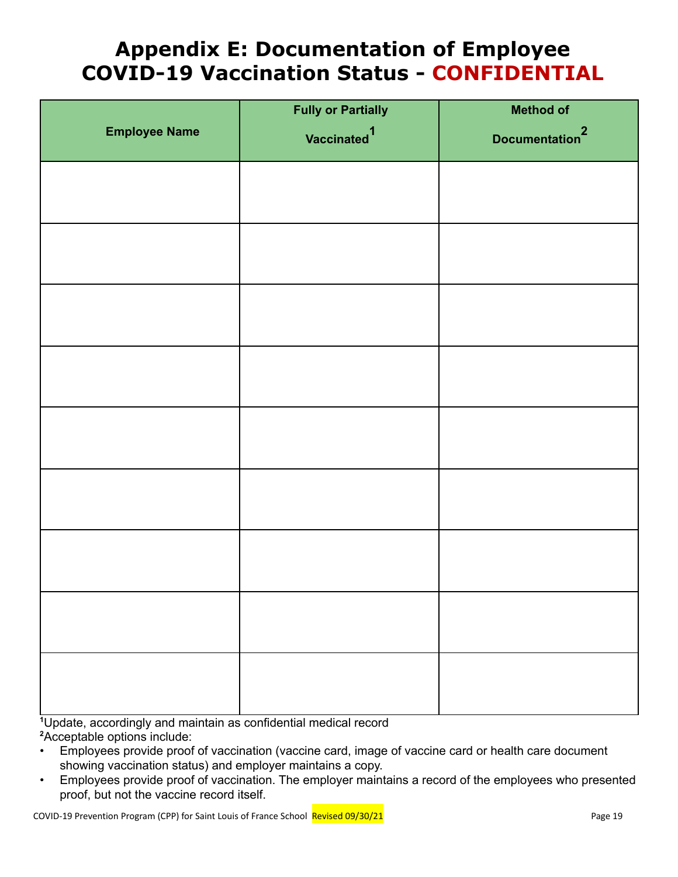# Appendix E: Documentation of Employee COVID-19 Vaccination Status - CONFIDENTIAL

| Employee Name | Fully or Partially Vaccinated[1] | Method of Documentation[2] |
|---|---|---|
| | | |
| | | |
| | | |
| | | |
| | | |
| | | |
| | | |
| | | |
| | | |

[1]Update, accordingly and maintain as confidential medical record

[2]Acceptable options include:

- Employees provide proof of vaccination (vaccine card, image of vaccine card or health care document showing vaccination status) and employer maintains a copy.
- Employees provide proof of vaccination. The employer maintains a record of the employees who presented proof, but not the vaccine record itself.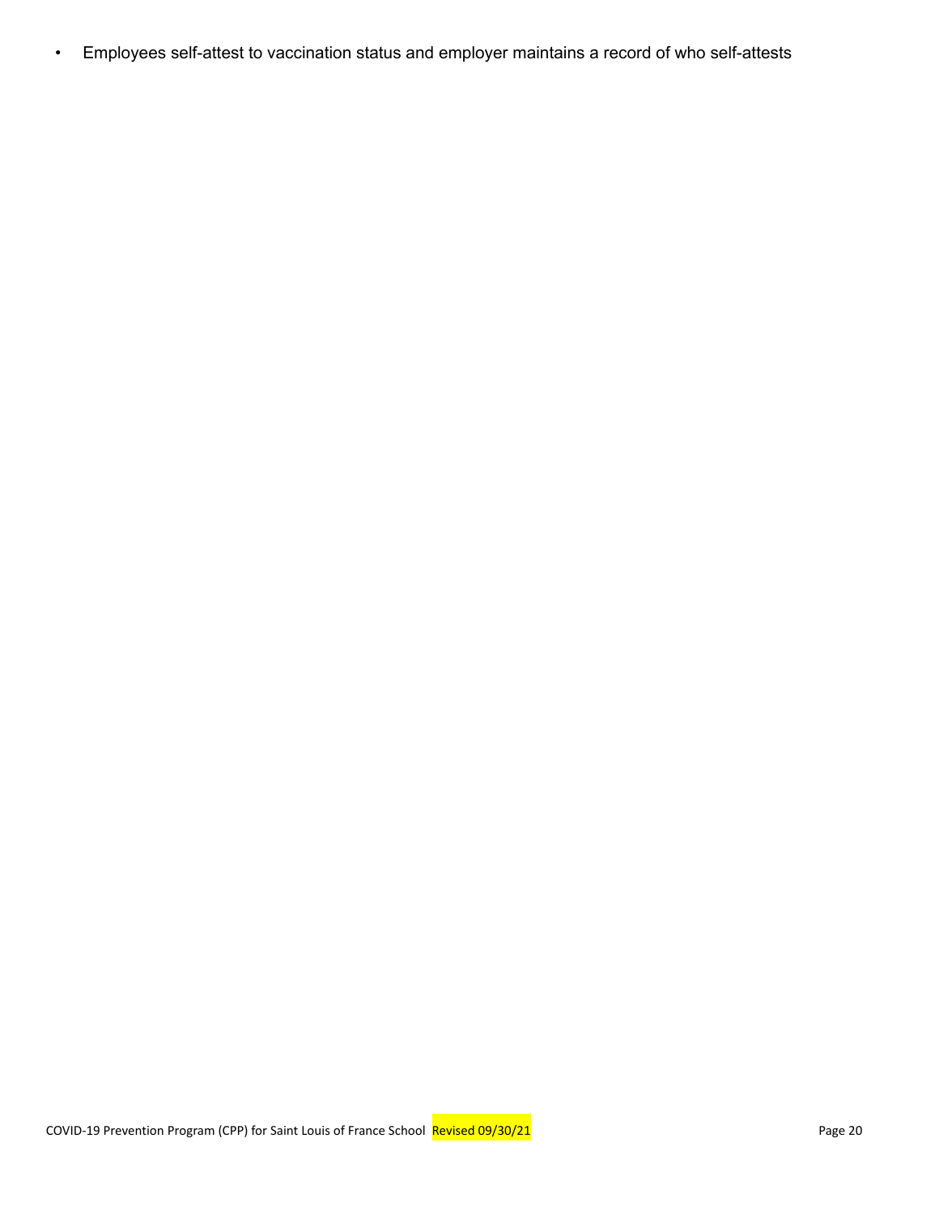- Employees self-attest to vaccination status and employer maintains a record of who self-attests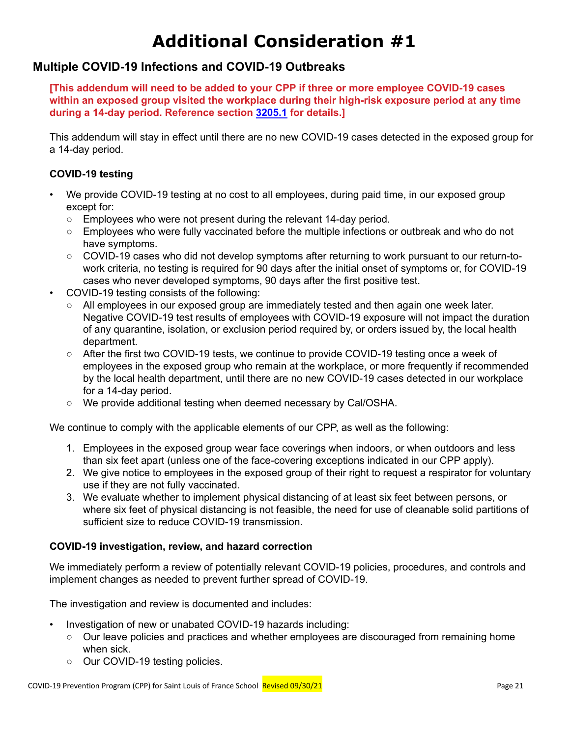# Additional Consideration #1

## Multiple COVID-19 Infections and COVID-19 Outbreaks

**[This addendum will need to be added to your CPP if three or more employee COVID-19 cases within an exposed group visited the workplace during their high-risk exposure period at any time during a 14-day period. Reference section 3205.1 for details.]**

This addendum will stay in effect until there are no new COVID-19 cases detected in the exposed group for a 14-day period.

### COVID-19 testing

- We provide COVID-19 testing at no cost to all employees, during paid time, in our exposed group except for:
  - Employees who were not present during the relevant 14-day period.
  - Employees who were fully vaccinated before the multiple infections or outbreak and who do not have symptoms.
  - COVID-19 cases who did not develop symptoms after returning to work pursuant to our return-to-work criteria, no testing is required for 90 days after the initial onset of symptoms or, for COVID-19 cases who never developed symptoms, 90 days after the first positive test.
- COVID-19 testing consists of the following:
  - All employees in our exposed group are immediately tested and then again one week later. Negative COVID-19 test results of employees with COVID-19 exposure will not impact the duration of any quarantine, isolation, or exclusion period required by, or orders issued by, the local health department.
  - After the first two COVID-19 tests, we continue to provide COVID-19 testing once a week of employees in the exposed group who remain at the workplace, or more frequently if recommended by the local health department, until there are no new COVID-19 cases detected in our workplace for a 14-day period.
  - We provide additional testing when deemed necessary by Cal/OSHA.

We continue to comply with the applicable elements of our CPP, as well as the following:

1. Employees in the exposed group wear face coverings when indoors, or when outdoors and less than six feet apart (unless one of the face-covering exceptions indicated in our CPP apply).
2. We give notice to employees in the exposed group of their right to request a respirator for voluntary use if they are not fully vaccinated.
3. We evaluate whether to implement physical distancing of at least six feet between persons, or where six feet of physical distancing is not feasible, the need for use of cleanable solid partitions of sufficient size to reduce COVID-19 transmission.

### COVID-19 investigation, review, and hazard correction

We immediately perform a review of potentially relevant COVID-19 policies, procedures, and controls and implement changes as needed to prevent further spread of COVID-19.

The investigation and review is documented and includes:

- Investigation of new or unabated COVID-19 hazards including:
  - Our leave policies and practices and whether employees are discouraged from remaining home when sick.
  - Our COVID-19 testing policies.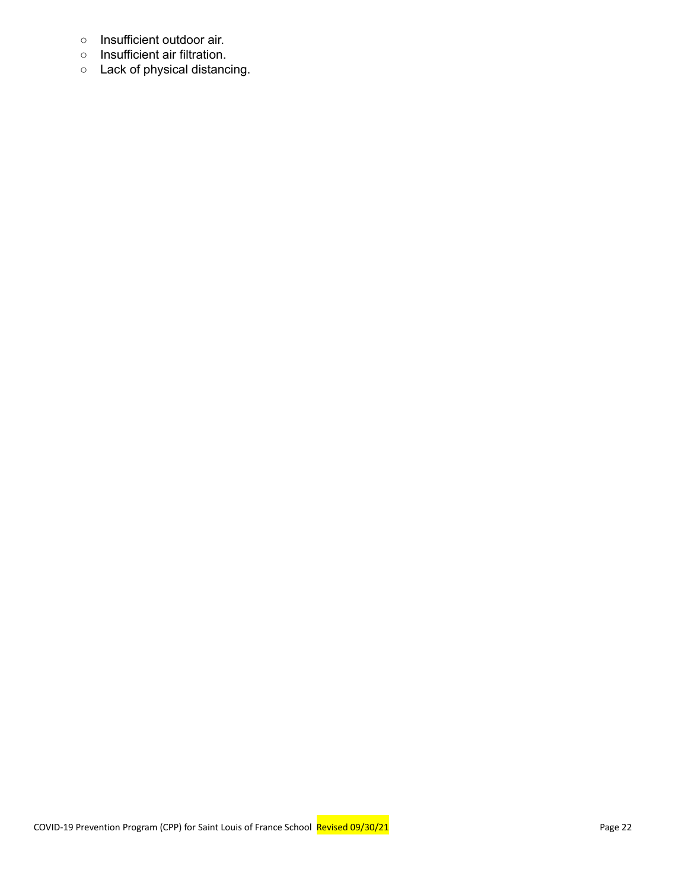- Insufficient outdoor air.
- Insufficient air filtration.
- Lack of physical distancing.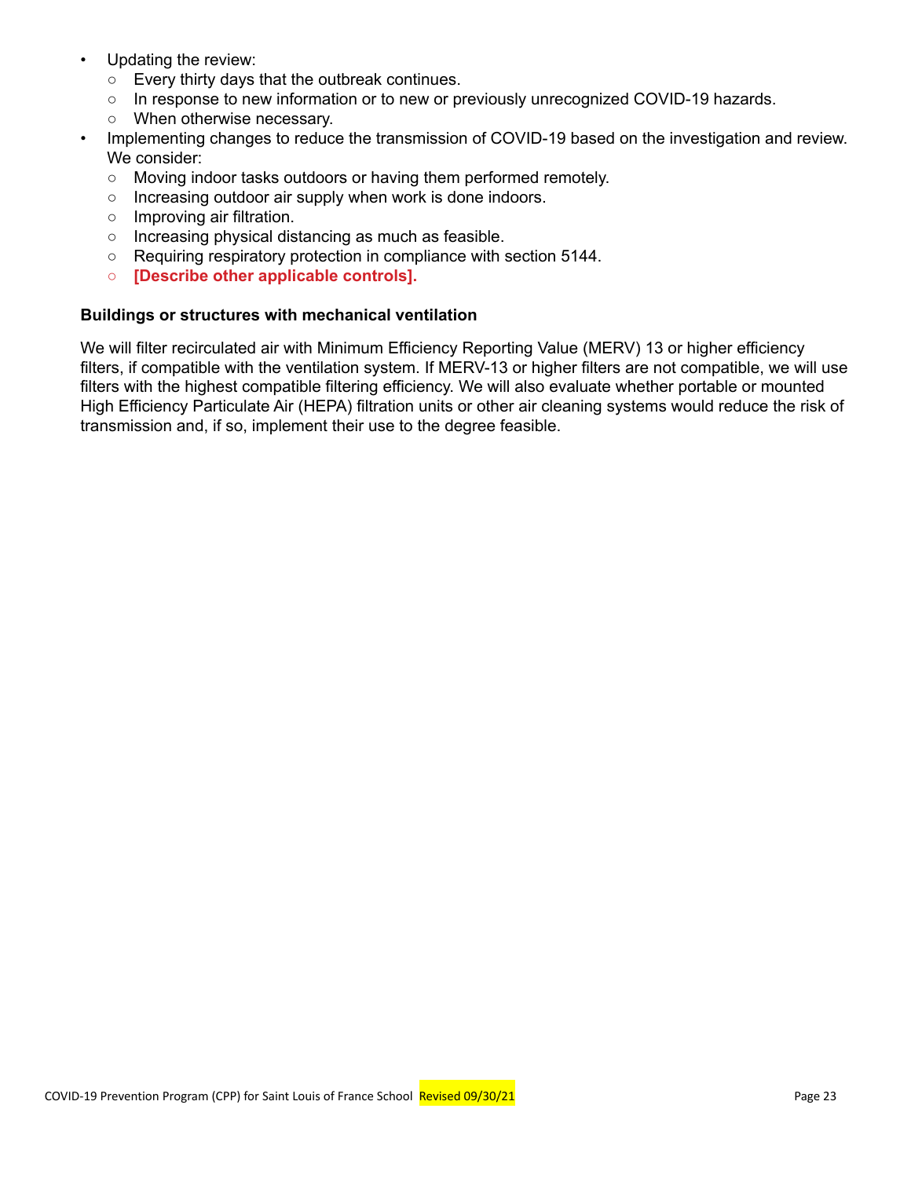- Updating the review:
  - Every thirty days that the outbreak continues.
  - In response to new information or to new or previously unrecognized COVID-19 hazards.
  - When otherwise necessary.
- Implementing changes to reduce the transmission of COVID-19 based on the investigation and review. We consider:
  - Moving indoor tasks outdoors or having them performed remotely.
  - Increasing outdoor air supply when work is done indoors.
  - Improving air filtration.
  - Increasing physical distancing as much as feasible.
  - Requiring respiratory protection in compliance with section 5144.
  - **[Describe other applicable controls].**

**Buildings or structures with mechanical ventilation**

We will filter recirculated air with Minimum Efficiency Reporting Value (MERV) 13 or higher efficiency filters, if compatible with the ventilation system. If MERV-13 or higher filters are not compatible, we will use filters with the highest compatible filtering efficiency. We will also evaluate whether portable or mounted High Efficiency Particulate Air (HEPA) filtration units or other air cleaning systems would reduce the risk of transmission and, if so, implement their use to the degree feasible.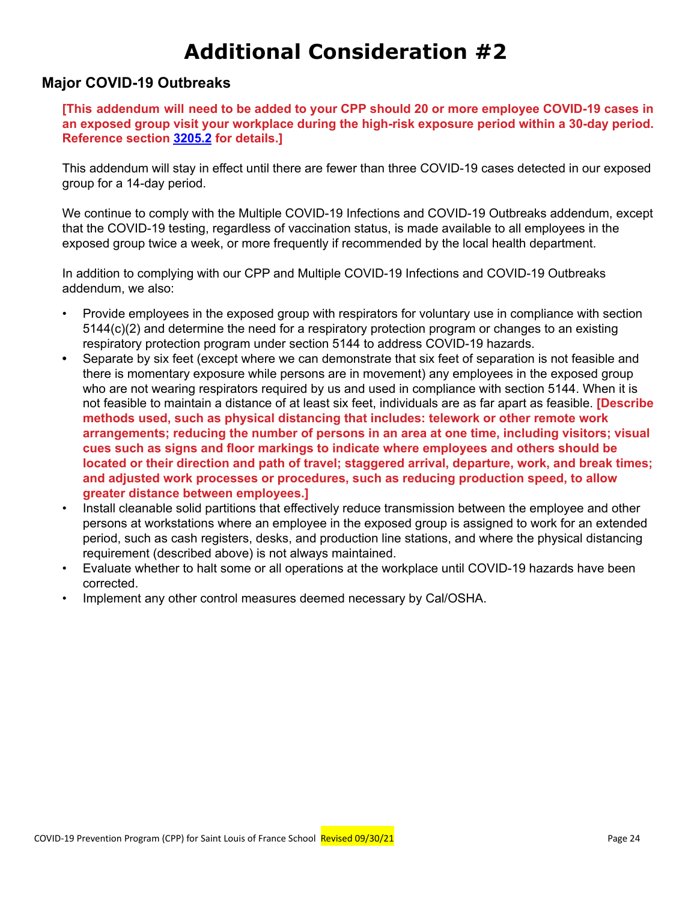# Additional Consideration #2

## Major COVID-19 Outbreaks

**[This addendum will need to be added to your CPP should 20 or more employee COVID-19 cases in an exposed group visit your workplace during the high-risk exposure period within a 30-day period. Reference section 3205.2 for details.]**

This addendum will stay in effect until there are fewer than three COVID-19 cases detected in our exposed group for a 14-day period.

We continue to comply with the Multiple COVID-19 Infections and COVID-19 Outbreaks addendum, except that the COVID-19 testing, regardless of vaccination status, is made available to all employees in the exposed group twice a week, or more frequently if recommended by the local health department.

In addition to complying with our CPP and Multiple COVID-19 Infections and COVID-19 Outbreaks addendum, we also:

- Provide employees in the exposed group with respirators for voluntary use in compliance with section 5144(c)(2) and determine the need for a respiratory protection program or changes to an existing respiratory protection program under section 5144 to address COVID-19 hazards.
- Separate by six feet (except where we can demonstrate that six feet of separation is not feasible and there is momentary exposure while persons are in movement) any employees in the exposed group who are not wearing respirators required by us and used in compliance with section 5144. When it is not feasible to maintain a distance of at least six feet, individuals are as far apart as feasible. **[Describe methods used, such as physical distancing that includes: telework or other remote work arrangements; reducing the number of persons in an area at one time, including visitors; visual cues such as signs and floor markings to indicate where employees and others should be located or their direction and path of travel; staggered arrival, departure, work, and break times; and adjusted work processes or procedures, such as reducing production speed, to allow greater distance between employees.]**
- Install cleanable solid partitions that effectively reduce transmission between the employee and other persons at workstations where an employee in the exposed group is assigned to work for an extended period, such as cash registers, desks, and production line stations, and where the physical distancing requirement (described above) is not always maintained.
- Evaluate whether to halt some or all operations at the workplace until COVID-19 hazards have been corrected.
- Implement any other control measures deemed necessary by Cal/OSHA.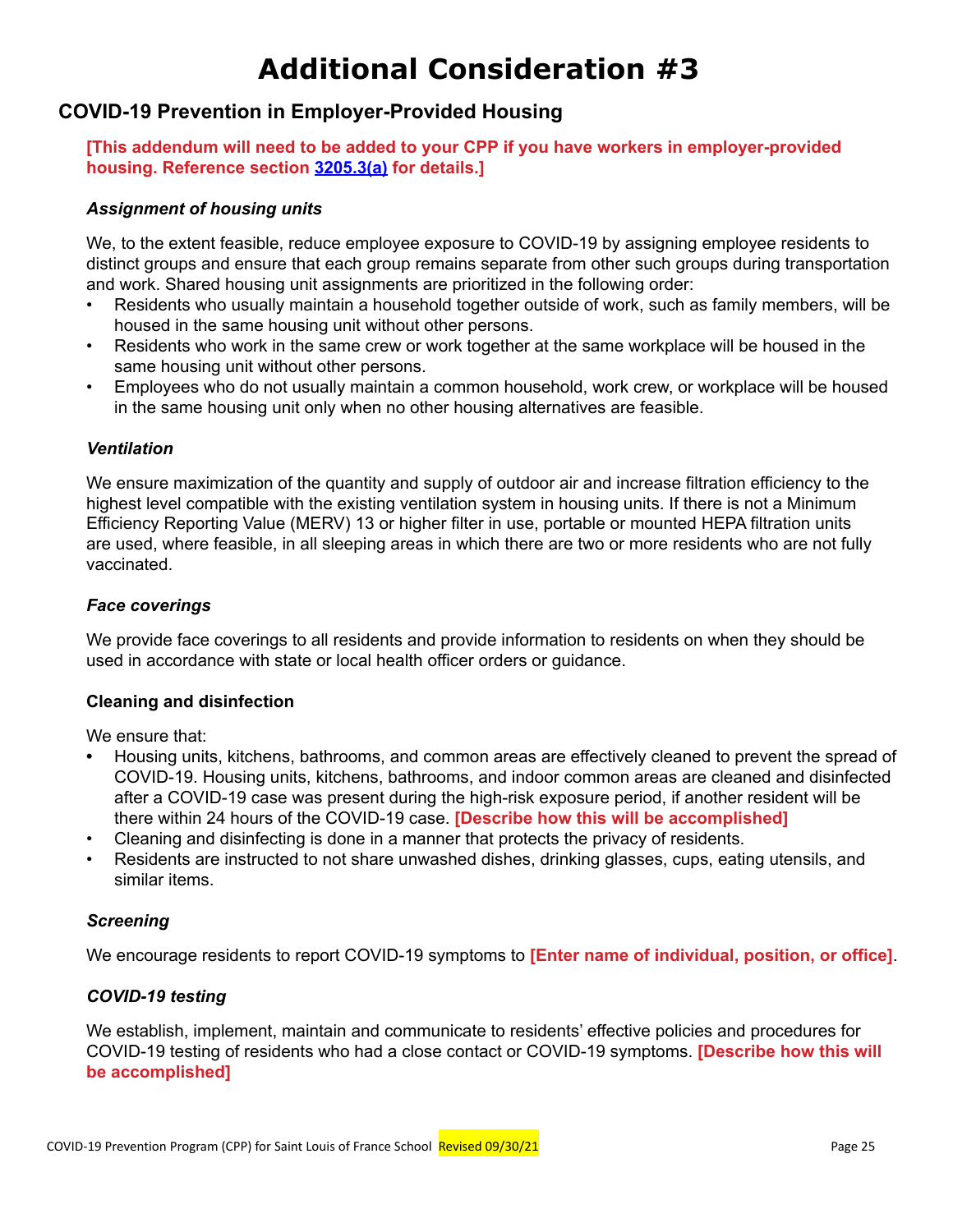# Additional Consideration #3

## COVID-19 Prevention in Employer-Provided Housing

**[This addendum will need to be added to your CPP if you have workers in employer-provided housing. Reference section 3205.3(a) for details.]**

### *Assignment of housing units*

We, to the extent feasible, reduce employee exposure to COVID-19 by assigning employee residents to distinct groups and ensure that each group remains separate from other such groups during transportation and work. Shared housing unit assignments are prioritized in the following order:

- Residents who usually maintain a household together outside of work, such as family members, will be housed in the same housing unit without other persons.
- Residents who work in the same crew or work together at the same workplace will be housed in the same housing unit without other persons.
- Employees who do not usually maintain a common household, work crew, or workplace will be housed in the same housing unit only when no other housing alternatives are feasible.

### *Ventilation*

We ensure maximization of the quantity and supply of outdoor air and increase filtration efficiency to the highest level compatible with the existing ventilation system in housing units. If there is not a Minimum Efficiency Reporting Value (MERV) 13 or higher filter in use, portable or mounted HEPA filtration units are used, where feasible, in all sleeping areas in which there are two or more residents who are not fully vaccinated.

### *Face coverings*

We provide face coverings to all residents and provide information to residents on when they should be used in accordance with state or local health officer orders or guidance.

### Cleaning and disinfection

We ensure that:

- Housing units, kitchens, bathrooms, and common areas are effectively cleaned to prevent the spread of COVID-19. Housing units, kitchens, bathrooms, and indoor common areas are cleaned and disinfected after a COVID-19 case was present during the high-risk exposure period, if another resident will be there within 24 hours of the COVID-19 case. **[Describe how this will be accomplished]**
- Cleaning and disinfecting is done in a manner that protects the privacy of residents.
- Residents are instructed to not share unwashed dishes, drinking glasses, cups, eating utensils, and similar items.

### *Screening*

We encourage residents to report COVID-19 symptoms to **[Enter name of individual, position, or office]**.

### *COVID-19 testing*

We establish, implement, maintain and communicate to residents' effective policies and procedures for COVID-19 testing of residents who had a close contact or COVID-19 symptoms. **[Describe how this will be accomplished]**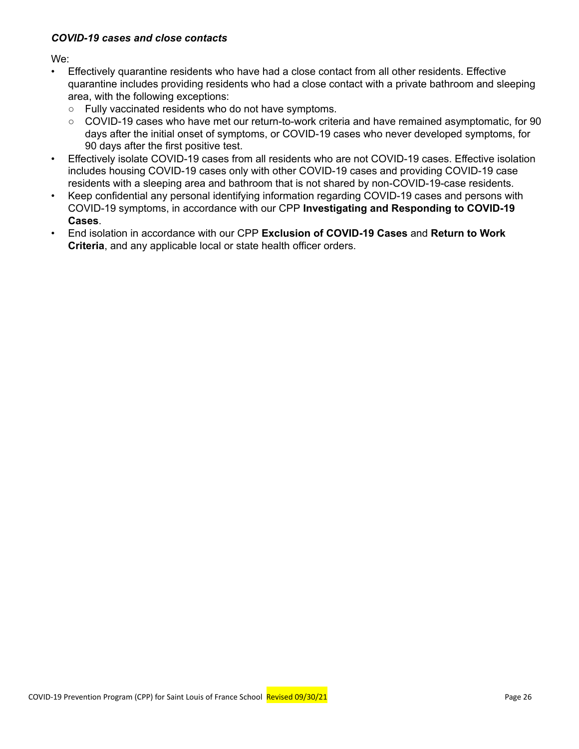***COVID-19 cases and close contacts***

We:

- Effectively quarantine residents who have had a close contact from all other residents. Effective quarantine includes providing residents who had a close contact with a private bathroom and sleeping area, with the following exceptions:
  - Fully vaccinated residents who do not have symptoms.
  - COVID-19 cases who have met our return-to-work criteria and have remained asymptomatic, for 90 days after the initial onset of symptoms, or COVID-19 cases who never developed symptoms, for 90 days after the first positive test.
- Effectively isolate COVID-19 cases from all residents who are not COVID-19 cases. Effective isolation includes housing COVID-19 cases only with other COVID-19 cases and providing COVID-19 case residents with a sleeping area and bathroom that is not shared by non-COVID-19-case residents.
- Keep confidential any personal identifying information regarding COVID-19 cases and persons with COVID-19 symptoms, in accordance with our CPP **Investigating and Responding to COVID-19 Cases**.
- End isolation in accordance with our CPP **Exclusion of COVID-19 Cases** and **Return to Work Criteria**, and any applicable local or state health officer orders.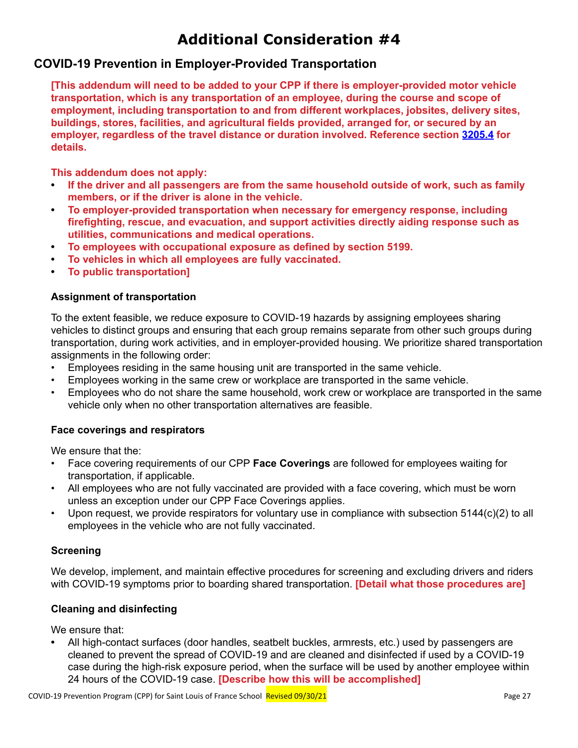# Additional Consideration #4

## COVID-19 Prevention in Employer-Provided Transportation

**[This addendum will need to be added to your CPP if there is employer-provided motor vehicle transportation, which is any transportation of an employee, during the course and scope of employment, including transportation to and from different workplaces, jobsites, delivery sites, buildings, stores, facilities, and agricultural fields provided, arranged for, or secured by an employer, regardless of the travel distance or duration involved. Reference section 3205.4 for details.**

**This addendum does not apply:**

- **If the driver and all passengers are from the same household outside of work, such as family members, or if the driver is alone in the vehicle.**
- **To employer-provided transportation when necessary for emergency response, including firefighting, rescue, and evacuation, and support activities directly aiding response such as utilities, communications and medical operations.**
- **To employees with occupational exposure as defined by section 5199.**
- **To vehicles in which all employees are fully vaccinated.**
- **To public transportation]**

### Assignment of transportation

To the extent feasible, we reduce exposure to COVID-19 hazards by assigning employees sharing vehicles to distinct groups and ensuring that each group remains separate from other such groups during transportation, during work activities, and in employer-provided housing. We prioritize shared transportation assignments in the following order:

- Employees residing in the same housing unit are transported in the same vehicle.
- Employees working in the same crew or workplace are transported in the same vehicle.
- Employees who do not share the same household, work crew or workplace are transported in the same vehicle only when no other transportation alternatives are feasible.

### Face coverings and respirators

We ensure that the:

- Face covering requirements of our CPP **Face Coverings** are followed for employees waiting for transportation, if applicable.
- All employees who are not fully vaccinated are provided with a face covering, which must be worn unless an exception under our CPP Face Coverings applies.
- Upon request, we provide respirators for voluntary use in compliance with subsection 5144(c)(2) to all employees in the vehicle who are not fully vaccinated.

### Screening

We develop, implement, and maintain effective procedures for screening and excluding drivers and riders with COVID-19 symptoms prior to boarding shared transportation. **[Detail what those procedures are]**

### Cleaning and disinfecting

We ensure that:

- All high-contact surfaces (door handles, seatbelt buckles, armrests, etc.) used by passengers are cleaned to prevent the spread of COVID-19 and are cleaned and disinfected if used by a COVID-19 case during the high-risk exposure period, when the surface will be used by another employee within 24 hours of the COVID-19 case. **[Describe how this will be accomplished]**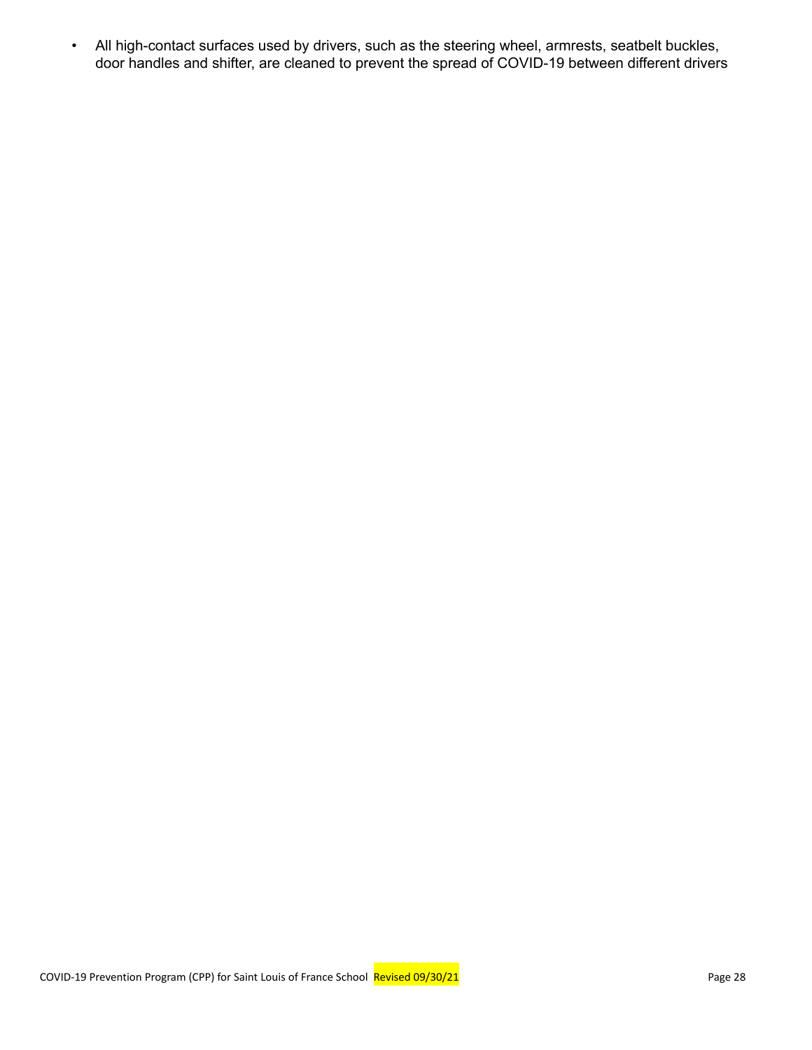- All high-contact surfaces used by drivers, such as the steering wheel, armrests, seatbelt buckles, door handles and shifter, are cleaned to prevent the spread of COVID-19 between different drivers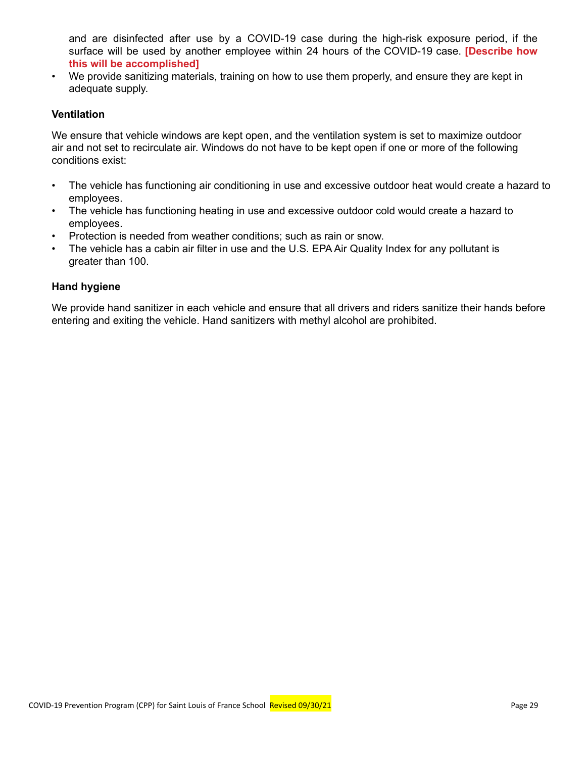and are disinfected after use by a COVID-19 case during the high-risk exposure period, if the surface will be used by another employee within 24 hours of the COVID-19 case. **[Describe how this will be accomplished]**

- We provide sanitizing materials, training on how to use them properly, and ensure they are kept in adequate supply.

### Ventilation

We ensure that vehicle windows are kept open, and the ventilation system is set to maximize outdoor air and not set to recirculate air. Windows do not have to be kept open if one or more of the following conditions exist:

- The vehicle has functioning air conditioning in use and excessive outdoor heat would create a hazard to employees.
- The vehicle has functioning heating in use and excessive outdoor cold would create a hazard to employees.
- Protection is needed from weather conditions; such as rain or snow.
- The vehicle has a cabin air filter in use and the U.S. EPA Air Quality Index for any pollutant is greater than 100.

### Hand hygiene

We provide hand sanitizer in each vehicle and ensure that all drivers and riders sanitize their hands before entering and exiting the vehicle. Hand sanitizers with methyl alcohol are prohibited.